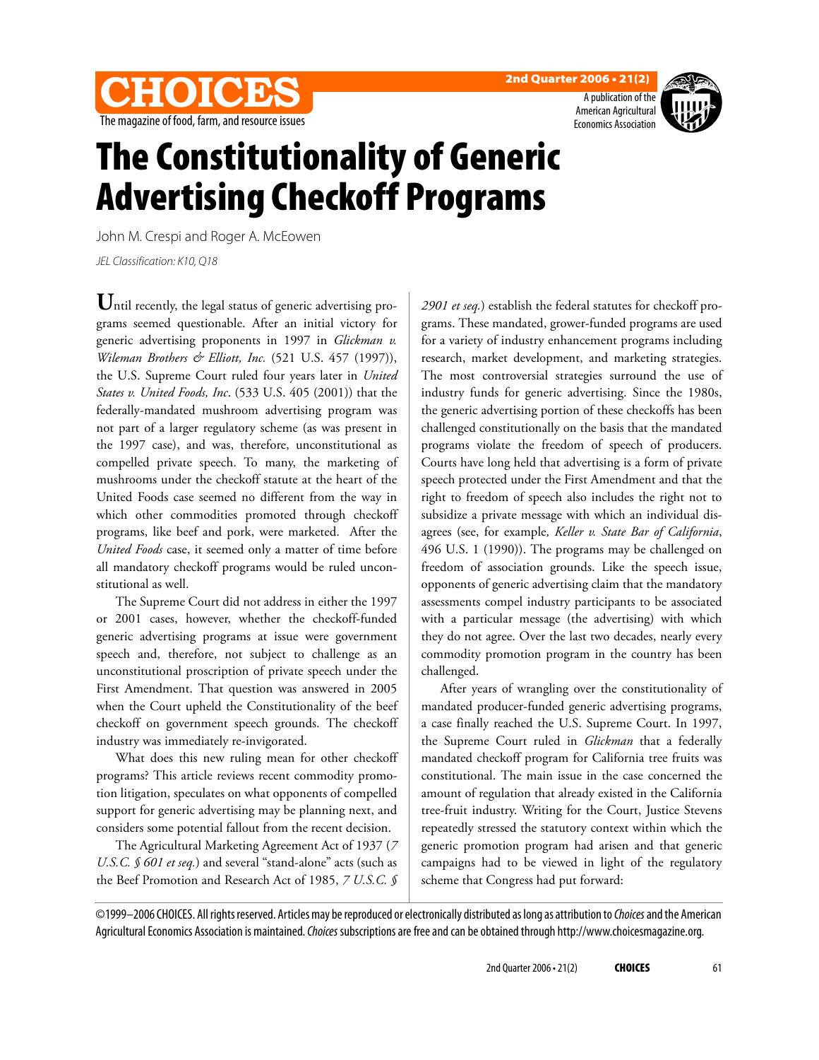# The Constitutionality of Generic Advertising Checkoff Programs

John M. Crespi and Roger A. McEowen

*JEL Classification: K10, Q18*

Until recently, the legal status of generic advertising programs seemed questionable. After an initial victory for generic advertising proponents in 1997 in *Glickman v. Wileman Brothers & Elliott, Inc.* (521 U.S. 457 (1997)), the U.S. Supreme Court ruled four years later in *United States v. United Foods, Inc*. (533 U.S. 405 (2001)) that the federally-mandated mushroom advertising program was not part of a larger regulatory scheme (as was present in the 1997 case), and was, therefore, unconstitutional as compelled private speech. To many, the marketing of mushrooms under the checkoff statute at the heart of the United Foods case seemed no different from the way in which other commodities promoted through checkoff programs, like beef and pork, were marketed. After the *United Foods* case, it seemed only a matter of time before all mandatory checkoff programs would be ruled unconstitutional as well.

The Supreme Court did not address in either the 1997 or 2001 cases, however, whether the checkoff-funded generic advertising programs at issue were government speech and, therefore, not subject to challenge as an unconstitutional proscription of private speech under the First Amendment. That question was answered in 2005 when the Court upheld the Constitutionality of the beef checkoff on government speech grounds. The checkoff industry was immediately re-invigorated.

What does this new ruling mean for other checkoff programs? This article reviews recent commodity promotion litigation, speculates on what opponents of compelled support for generic advertising may be planning next, and considers some potential fallout from the recent decision.

The Agricultural Marketing Agreement Act of 1937 (*7 U.S.C. § 601 et seq.*) and several "stand-alone" acts (such as the Beef Promotion and Research Act of 1985, *7 U.S.C. § 2901 et seq.*) establish the federal statutes for checkoff programs. These mandated, grower-funded programs are used for a variety of industry enhancement programs including research, market development, and marketing strategies. The most controversial strategies surround the use of industry funds for generic advertising. Since the 1980s, the generic advertising portion of these checkoffs has been challenged constitutionally on the basis that the mandated programs violate the freedom of speech of producers. Courts have long held that advertising is a form of private speech protected under the First Amendment and that the right to freedom of speech also includes the right not to subsidize a private message with which an individual disagrees (see, for example*, Keller v. State Bar of California*, 496 U.S. 1 (1990)). The programs may be challenged on freedom of association grounds. Like the speech issue, opponents of generic advertising claim that the mandatory assessments compel industry participants to be associated with a particular message (the advertising) with which they do not agree. Over the last two decades, nearly every commodity promotion program in the country has been challenged.

After years of wrangling over the constitutionality of mandated producer-funded generic advertising programs, a case finally reached the U.S. Supreme Court. In 1997, the Supreme Court ruled in *Glickman* that a federally mandated checkoff program for California tree fruits was constitutional. The main issue in the case concerned the amount of regulation that already existed in the California tree-fruit industry. Writing for the Court, Justice Stevens repeatedly stressed the statutory context within which the generic promotion program had arisen and that generic campaigns had to be viewed in light of the regulatory scheme that Congress had put forward:

©1999–2006 CHOICES. All rights reserved. Articles may be reproduced or electronically distributed as long as attribution to *Choices* and the American Agricultural Economics Association is maintained. *Choices* subscriptions are free and can be obtained through http://www.choicesmagazine.org.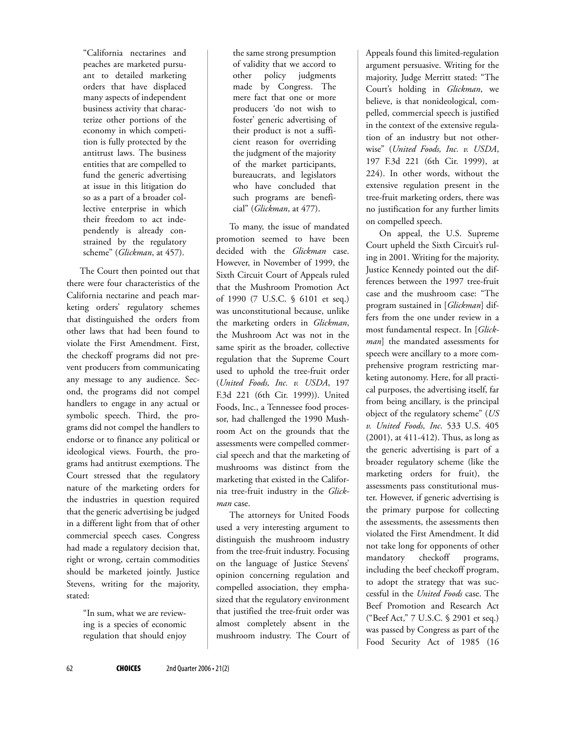> "California nectarines and peaches are marketed pursuant to detailed marketing orders that have displaced many aspects of independent business activity that characterize other portions of the economy in which competition is fully protected by the antitrust laws. The business entities that are compelled to fund the generic advertising at issue in this litigation do so as a part of a broader collective enterprise in which their freedom to act independently is already constrained by the regulatory scheme" (*Glickman*, at 457).

The Court then pointed out that there were four characteristics of the California nectarine and peach marketing orders' regulatory schemes that distinguished the orders from other laws that had been found to violate the First Amendment. First, the checkoff programs did not prevent producers from communicating any message to any audience. Second, the programs did not compel handlers to engage in any actual or symbolic speech. Third, the programs did not compel the handlers to endorse or to finance any political or ideological views. Fourth, the programs had antitrust exemptions. The Court stressed that the regulatory nature of the marketing orders for the industries in question required that the generic advertising be judged in a different light from that of other commercial speech cases. Congress had made a regulatory decision that, right or wrong, certain commodities should be marketed jointly. Justice Stevens, writing for the majority, stated:

> "In sum, what we are reviewing is a species of economic regulation that should enjoy the same strong presumption of validity that we accord to other policy judgments made by Congress. The mere fact that one or more producers 'do not wish to foster' generic advertising of their product is not a sufficient reason for overriding the judgment of the majority of the market participants, bureaucrats, and legislators who have concluded that such programs are beneficial" (*Glickman*, at 477).

To many, the issue of mandated promotion seemed to have been decided with the *Glickman* case. However, in November of 1999, the Sixth Circuit Court of Appeals ruled that the Mushroom Promotion Act of 1990 (7 U.S.C. § 6101 et seq.) was unconstitutional because, unlike the marketing orders in *Glickman*, the Mushroom Act was not in the same spirit as the broader, collective regulation that the Supreme Court used to uphold the tree-fruit order (*United Foods, Inc. v. USDA*, 197 F.3d 221 (6th Cir. 1999)). United Foods, Inc., a Tennessee food processor, had challenged the 1990 Mushroom Act on the grounds that the assessments were compelled commercial speech and that the marketing of mushrooms was distinct from the marketing that existed in the California tree-fruit industry in the *Glickman* case.

The attorneys for United Foods used a very interesting argument to distinguish the mushroom industry from the tree-fruit industry. Focusing on the language of Justice Stevens' opinion concerning regulation and compelled association, they emphasized that the regulatory environment that justified the tree-fruit order was almost completely absent in the mushroom industry. The Court of Appeals found this limited-regulation argument persuasive. Writing for the majority, Judge Merritt stated: "The Court's holding in *Glickman*, we believe, is that nonideological, compelled, commercial speech is justified in the context of the extensive regulation of an industry but not otherwise" (*United Foods, Inc. v. USDA*, 197 F.3d 221 (6th Cir. 1999), at 224). In other words, without the extensive regulation present in the tree-fruit marketing orders, there was no justification for any further limits on compelled speech.

On appeal, the U.S. Supreme Court upheld the Sixth Circuit's ruling in 2001. Writing for the majority, Justice Kennedy pointed out the differences between the 1997 tree-fruit case and the mushroom case: "The program sustained in [*Glickman*] differs from the one under review in a most fundamental respect. In [*Glickman*] the mandated assessments for speech were ancillary to a more comprehensive program restricting marketing autonomy. Here, for all practical purposes, the advertising itself, far from being ancillary, is the principal object of the regulatory scheme" (*US v. United Foods, Inc.* 533 U.S. 405 (2001), at 411-412). Thus, as long as the generic advertising is part of a broader regulatory scheme (like the marketing orders for fruit), the assessments pass constitutional muster. However, if generic advertising is the primary purpose for collecting the assessments, the assessments then violated the First Amendment. It did not take long for opponents of other mandatory checkoff programs, including the beef checkoff program, to adopt the strategy that was successful in the *United Foods* case. The Beef Promotion and Research Act ("Beef Act," 7 U.S.C. § 2901 et seq.) was passed by Congress as part of the Food Security Act of 1985 (16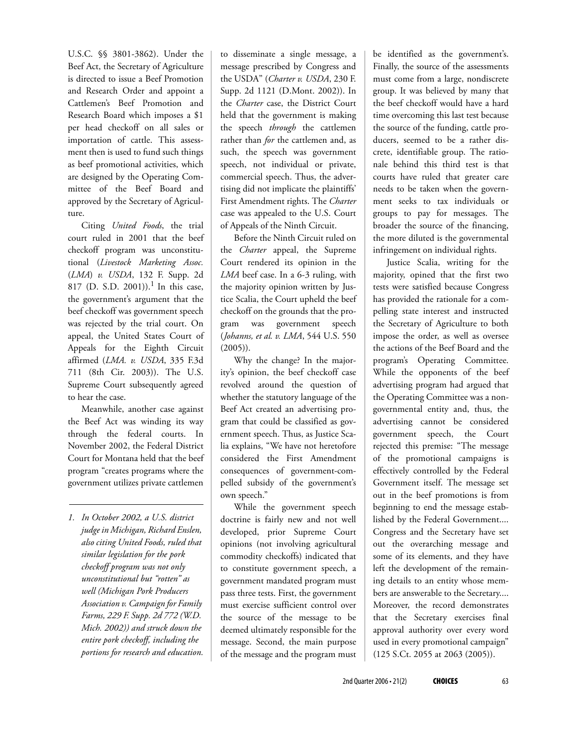U.S.C. §§ 3801-3862). Under the Beef Act, the Secretary of Agriculture is directed to issue a Beef Promotion and Research Order and appoint a Cattlemen's Beef Promotion and Research Board which imposes a $1 per head checkoff on all sales or importation of cattle. This assessment then is used to fund such things as beef promotional activities, which are designed by the Operating Committee of the Beef Board and approved by the Secretary of Agriculture.

Citing *United Foods*, the trial court ruled in 2001 that the beef checkoff program was unconstitutional (*Livestock Marketing Assoc.* (*LMA*) *v. USDA*, 132 F. Supp. 2d 817 (D. S.D. 2001)).[1] In this case, the government's argument that the beef checkoff was government speech was rejected by the trial court. On appeal, the United States Court of Appeals for the Eighth Circuit affirmed (*LMA. v. USDA*, 335 F.3d 711 (8th Cir. 2003)). The U.S. Supreme Court subsequently agreed to hear the case.

Meanwhile, another case against the Beef Act was winding its way through the federal courts. In November 2002, the Federal District Court for Montana held that the beef program "creates programs where the government utilizes private cattlemen to disseminate a single message, a message prescribed by Congress and the USDA" (*Charter v. USDA*, 230 F. Supp. 2d 1121 (D.Mont. 2002)). In the *Charter* case, the District Court held that the government is making the speech *through* the cattlemen rather than *for* the cattlemen and, as such, the speech was government speech, not individual or private, commercial speech. Thus, the advertising did not implicate the plaintiffs' First Amendment rights. The *Charter* case was appealed to the U.S. Court of Appeals of the Ninth Circuit.

Before the Ninth Circuit ruled on the *Charter* appeal, the Supreme Court rendered its opinion in the *LMA* beef case. In a 6-3 ruling, with the majority opinion written by Justice Scalia, the Court upheld the beef checkoff on the grounds that the program was government speech (*Johanns, et al. v. LMA*, 544 U.S. 550 (2005)).

Why the change? In the majority's opinion, the beef checkoff case revolved around the question of whether the statutory language of the Beef Act created an advertising program that could be classified as government speech. Thus, as Justice Scalia explains, "We have not heretofore considered the First Amendment consequences of government-compelled subsidy of the government's own speech."

While the government speech doctrine is fairly new and not well developed, prior Supreme Court opinions (not involving agricultural commodity checkoffs) indicated that to constitute government speech, a government mandated program must pass three tests. First, the government must exercise sufficient control over the source of the message to be deemed ultimately responsible for the message. Second, the main purpose of the message and the program must be identified as the government's. Finally, the source of the assessments must come from a large, nondiscrete group. It was believed by many that the beef checkoff would have a hard time overcoming this last test because the source of the funding, cattle producers, seemed to be a rather discrete, identifiable group. The rationale behind this third test is that courts have ruled that greater care needs to be taken when the government seeks to tax individuals or groups to pay for messages. The broader the source of the financing, the more diluted is the governmental infringement on individual rights.

Justice Scalia, writing for the majority, opined that the first two tests were satisfied because Congress has provided the rationale for a compelling state interest and instructed the Secretary of Agriculture to both impose the order, as well as oversee the actions of the Beef Board and the program's Operating Committee. While the opponents of the beef advertising program had argued that the Operating Committee was a nongovernmental entity and, thus, the advertising cannot be considered government speech, the Court rejected this premise: "The message of the promotional campaigns is effectively controlled by the Federal Government itself. The message set out in the beef promotions is from beginning to end the message established by the Federal Government.... Congress and the Secretary have set out the overarching message and some of its elements, and they have left the development of the remaining details to an entity whose members are answerable to the Secretary.... Moreover, the record demonstrates that the Secretary exercises final approval authority over every word used in every promotional campaign" (125 S.Ct. 2055 at 2063 (2005)).

---

*1. In October 2002, a U.S. district judge in Michigan, Richard Enslen, also citing United Foods, ruled that similar legislation for the pork checkoff program was not only unconstitutional but "rotten" as well (Michigan Pork Producers Association v. Campaign for Family Farms, 229 F. Supp. 2d 772 (W.D. Mich. 2002)) and struck down the entire pork checkoff, including the portions for research and education.*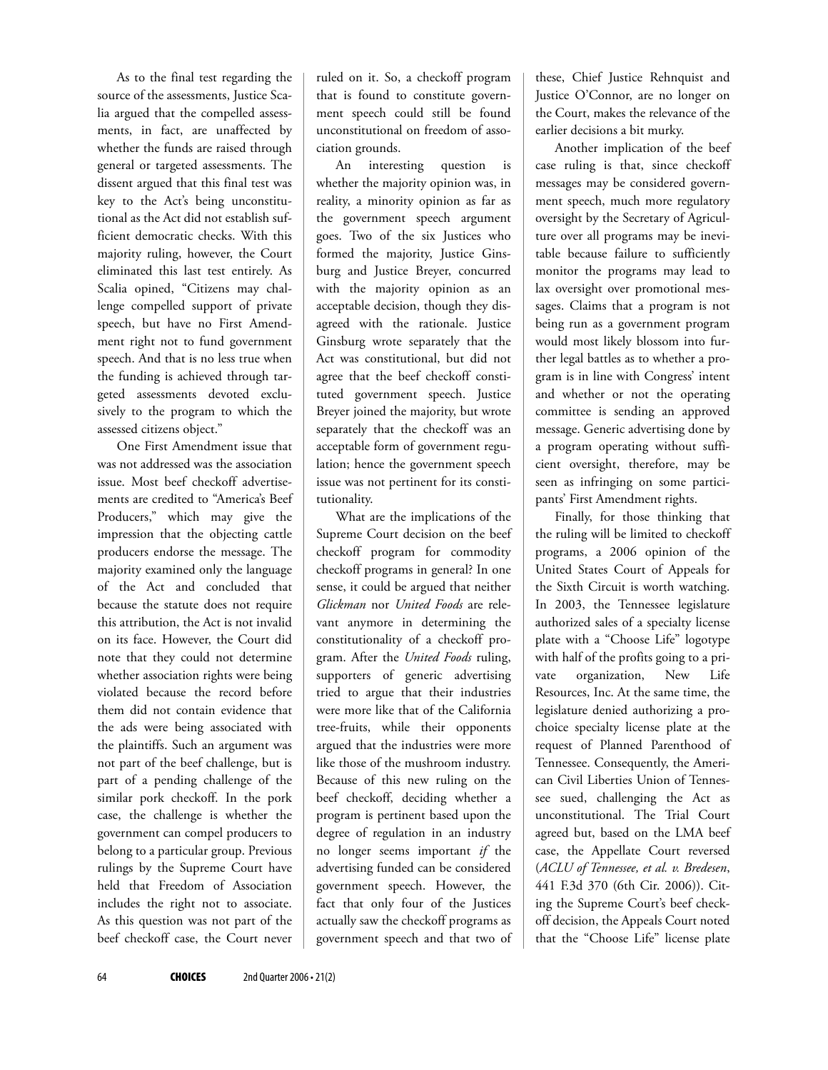As to the final test regarding the source of the assessments, Justice Scalia argued that the compelled assessments, in fact, are unaffected by whether the funds are raised through general or targeted assessments. The dissent argued that this final test was key to the Act's being unconstitutional as the Act did not establish sufficient democratic checks. With this majority ruling, however, the Court eliminated this last test entirely. As Scalia opined, "Citizens may challenge compelled support of private speech, but have no First Amendment right not to fund government speech. And that is no less true when the funding is achieved through targeted assessments devoted exclusively to the program to which the assessed citizens object."

One First Amendment issue that was not addressed was the association issue. Most beef checkoff advertisements are credited to "America's Beef Producers," which may give the impression that the objecting cattle producers endorse the message. The majority examined only the language of the Act and concluded that because the statute does not require this attribution, the Act is not invalid on its face. However, the Court did note that they could not determine whether association rights were being violated because the record before them did not contain evidence that the ads were being associated with the plaintiffs. Such an argument was not part of the beef challenge, but is part of a pending challenge of the similar pork checkoff. In the pork case, the challenge is whether the government can compel producers to belong to a particular group. Previous rulings by the Supreme Court have held that Freedom of Association includes the right not to associate. As this question was not part of the beef checkoff case, the Court never ruled on it. So, a checkoff program that is found to constitute government speech could still be found unconstitutional on freedom of association grounds.

An interesting question is whether the majority opinion was, in reality, a minority opinion as far as the government speech argument goes. Two of the six Justices who formed the majority, Justice Ginsburg and Justice Breyer, concurred with the majority opinion as an acceptable decision, though they disagreed with the rationale. Justice Ginsburg wrote separately that the Act was constitutional, but did not agree that the beef checkoff constituted government speech. Justice Breyer joined the majority, but wrote separately that the checkoff was an acceptable form of government regulation; hence the government speech issue was not pertinent for its constitutionality.

What are the implications of the Supreme Court decision on the beef checkoff program for commodity checkoff programs in general? In one sense, it could be argued that neither *Glickman* nor *United Foods* are relevant anymore in determining the constitutionality of a checkoff program. After the *United Foods* ruling, supporters of generic advertising tried to argue that their industries were more like that of the California tree-fruits, while their opponents argued that the industries were more like those of the mushroom industry. Because of this new ruling on the beef checkoff, deciding whether a program is pertinent based upon the degree of regulation in an industry no longer seems important *if* the advertising funded can be considered government speech. However, the fact that only four of the Justices actually saw the checkoff programs as government speech and that two of these, Chief Justice Rehnquist and Justice O'Connor, are no longer on the Court, makes the relevance of the earlier decisions a bit murky.

Another implication of the beef case ruling is that, since checkoff messages may be considered government speech, much more regulatory oversight by the Secretary of Agriculture over all programs may be inevitable because failure to sufficiently monitor the programs may lead to lax oversight over promotional messages. Claims that a program is not being run as a government program would most likely blossom into further legal battles as to whether a program is in line with Congress' intent and whether or not the operating committee is sending an approved message. Generic advertising done by a program operating without sufficient oversight, therefore, may be seen as infringing on some participants' First Amendment rights.

Finally, for those thinking that the ruling will be limited to checkoff programs, a 2006 opinion of the United States Court of Appeals for the Sixth Circuit is worth watching. In 2003, the Tennessee legislature authorized sales of a specialty license plate with a "Choose Life" logotype with half of the profits going to a private organization, New Life Resources, Inc. At the same time, the legislature denied authorizing a pro-choice specialty license plate at the request of Planned Parenthood of Tennessee. Consequently, the American Civil Liberties Union of Tennessee sued, challenging the Act as unconstitutional. The Trial Court agreed but, based on the LMA beef case, the Appellate Court reversed (*ACLU of Tennessee, et al. v. Bredesen*, 441 F.3d 370 (6th Cir. 2006)). Citing the Supreme Court's beef checkoff decision, the Appeals Court noted that the "Choose Life" license plate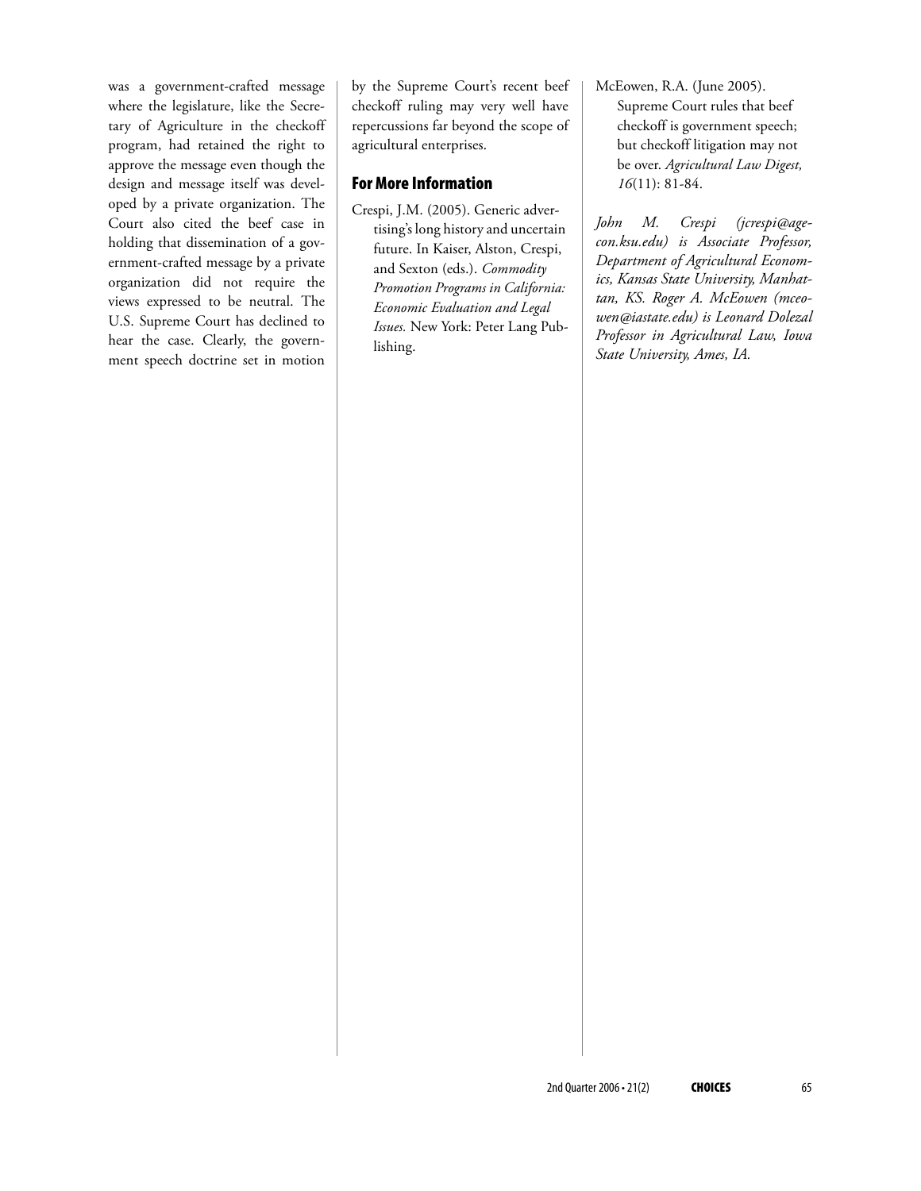was a government-crafted message where the legislature, like the Secretary of Agriculture in the checkoff program, had retained the right to approve the message even though the design and message itself was developed by a private organization. The Court also cited the beef case in holding that dissemination of a government-crafted message by a private organization did not require the views expressed to be neutral. The U.S. Supreme Court has declined to hear the case. Clearly, the government speech doctrine set in motion by the Supreme Court's recent beef checkoff ruling may very well have repercussions far beyond the scope of agricultural enterprises.

## For More Information

Crespi, J.M. (2005). Generic advertising's long history and uncertain future. In Kaiser, Alston, Crespi, and Sexton (eds.). *Commodity Promotion Programs in California: Economic Evaluation and Legal Issues.* New York: Peter Lang Publishing.

McEowen, R.A. (June 2005). Supreme Court rules that beef checkoff is government speech; but checkoff litigation may not be over. *Agricultural Law Digest, 16*(11): 81-84.

*John M. Crespi (jcrespi@agecon.ksu.edu) is Associate Professor, Department of Agricultural Economics, Kansas State University, Manhattan, KS. Roger A. McEowen (mceowen@iastate.edu) is Leonard Dolezal Professor in Agricultural Law, Iowa State University, Ames, IA.*